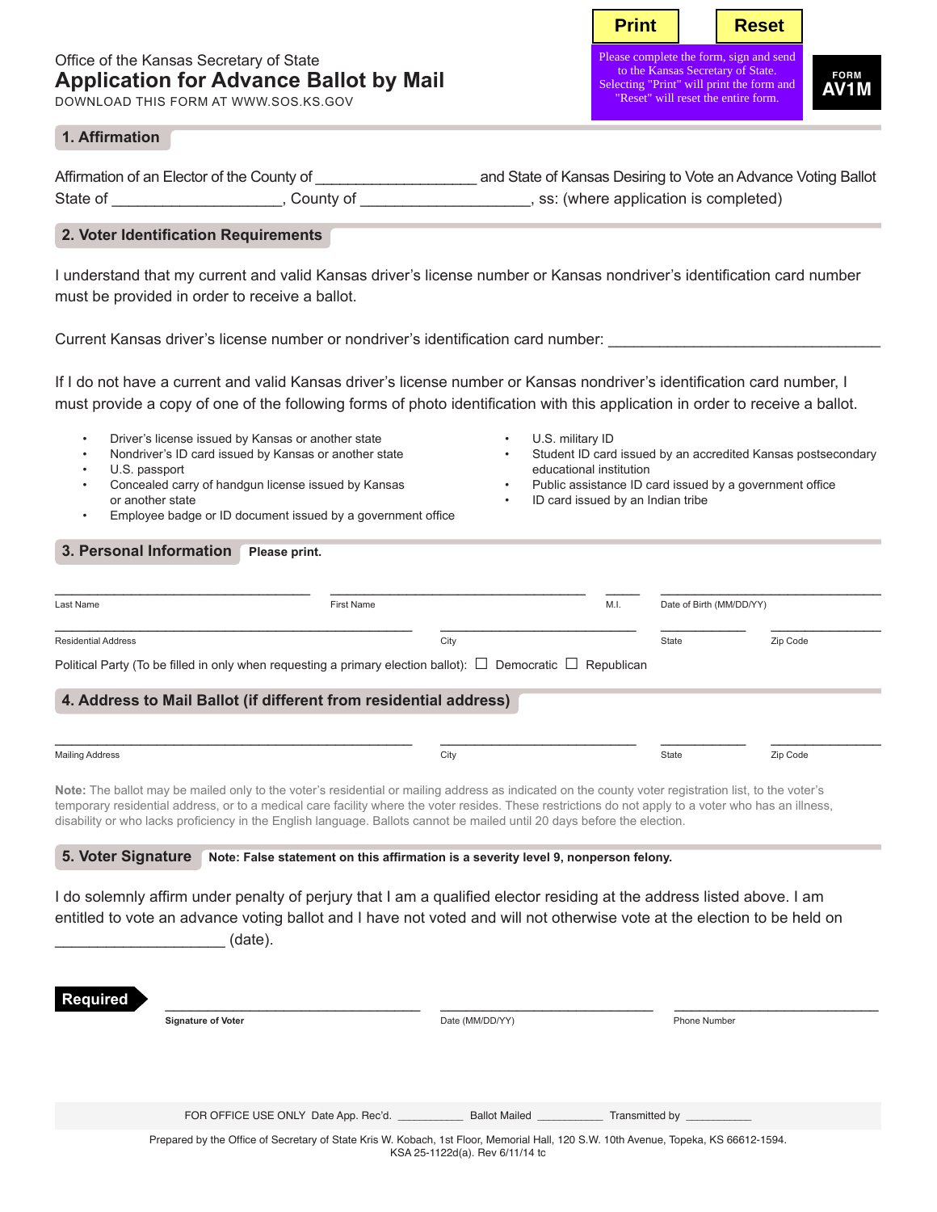Print | Reset

Please complete the form, sign and send to the Kansas Secretary of State. Selecting "Print" will print the form and "Reset" will reset the entire form.

Office of the Kansas Secretary of State

# Application for Advance Ballot by Mail

DOWNLOAD THIS FORM AT WWW.SOS.KS.GOV

**FORM AV1M**

## 1. Affirmation

Affirmation of an Elector of the County of ___________________ and State of Kansas Desiring to Vote an Advance Voting Ballot
State of ___________________, County of ___________________, ss: (where application is completed)

## 2. Voter Identification Requirements

I understand that my current and valid Kansas driver's license number or Kansas nondriver's identification card number must be provided in order to receive a ballot.

Current Kansas driver's license number or nondriver's identification card number: _______________________________

If I do not have a current and valid Kansas driver's license number or Kansas nondriver's identification card number, I must provide a copy of one of the following forms of photo identification with this application in order to receive a ballot.

- Driver's license issued by Kansas or another state
- Nondriver's ID card issued by Kansas or another state
- U.S. passport
- Concealed carry of handgun license issued by Kansas or another state
- Employee badge or ID document issued by a government office
- U.S. military ID
- Student ID card issued by an accredited Kansas postsecondary educational institution
- Public assistance ID card issued by a government office
- ID card issued by an Indian tribe

## 3. Personal Information **Please print.**

| Last Name | First Name | M.I. | Date of Birth (MM/DD/YY) |
|---|---|---|---|
| | | | |

| Residential Address | City | State | Zip Code |
|---|---|---|---|
| | | | |

Political Party (To be filled in only when requesting a primary election ballot): ☐ Democratic ☐ Republican

## 4. Address to Mail Ballot (if different from residential address)

| Mailing Address | City | State | Zip Code |
|---|---|---|---|
| | | | |

**Note:** The ballot may be mailed only to the voter's residential or mailing address as indicated on the county voter registration list, to the voter's temporary residential address, or to a medical care facility where the voter resides. These restrictions do not apply to a voter who has an illness, disability or who lacks proficiency in the English language. Ballots cannot be mailed until 20 days before the election.

## 5. Voter Signature **Note: False statement on this affirmation is a severity level 9, nonperson felony.**

I do solemnly affirm under penalty of perjury that I am a qualified elector residing at the address listed above. I am entitled to vote an advance voting ballot and I have not voted and will not otherwise vote at the election to be held on ___________________ (date).

**Required**

| **Signature of Voter** | Date (MM/DD/YY) | Phone Number |
|---|---|---|
| | | |

FOR OFFICE USE ONLY Date App. Rec'd. __________ Ballot Mailed __________ Transmitted by __________

Prepared by the Office of Secretary of State Kris W. Kobach, 1st Floor, Memorial Hall, 120 S.W. 10th Avenue, Topeka, KS 66612-1594.
KSA 25-1122d(a). Rev 6/11/14 tc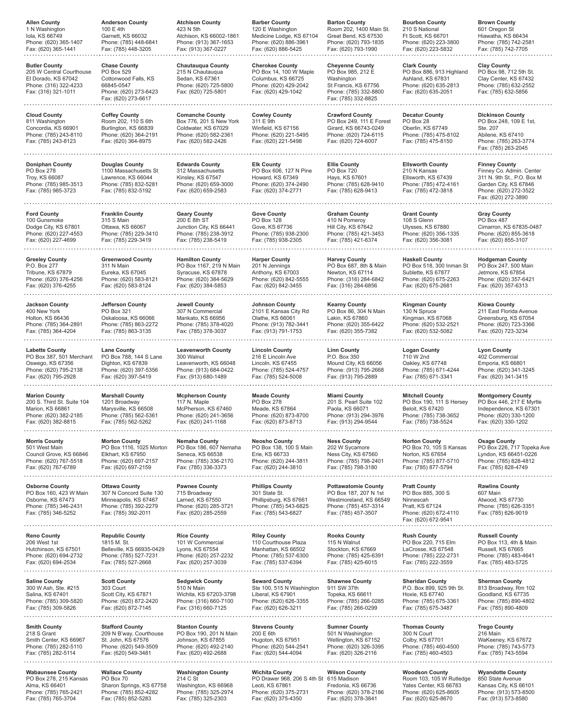**Allen County**
1 N Washington
Iola, KS 66749
Phone: (620) 365-1407
Fax: (620) 365-1441

**Anderson County**
100 E 4th
Garnett, KS 66032
Phone: (785) 448-6841
Fax: (785) 448-3205

**Atchison County**
423 N 5th
Atchison, KS 66002-1861
Phone: (913) 367-1653
Fax: (913) 367-0227

**Barber County**
120 E Washington
Medicine Lodge, KS 67104
Phone: (620) 886-3961
Fax: (620) 886-5425

**Barton County**
Room 202, 1400 Main St.
Great Bend, KS 67530
Phone: (620) 793-1835
Fax: (620) 793-1990

**Bourbon County**
210 S National
Ft Scott, KS 66701
Phone: (620) 223-3800
Fax: (620) 223-5832

**Brown County**
601 Oregon St
Hiawatha, KS 66434
Phone: (785) 742-2581
Fax: (785) 742-7705

**Butler County**
205 W Central Courthouse
El Dorado, KS 67042
Phone: (316) 322-4233
Fax: (316) 321-1011

**Chase County**
PO Box 529
Cottonwood Falls, KS 66845-0547
Phone: (620) 273-6423
Fax: (620) 273-6617

**Chautauqua County**
215 N Chautauqua
Sedan, KS 67361
Phone: (620) 725-5800
Fax: (620) 725-5801

**Cherokee County**
PO Box 14, 100 W Maple
Columbus, KS 66725
Phone: (620) 429-2042
Fax: (620) 429-1042

**Cheyenne County**
PO Box 985, 212 E Washington
St Francis, KS 67756
Phone: (785) 332-8800
Fax: (785) 332-8825

**Clark County**
PO Box 886, 913 Highland
Ashland, KS 67831
Phone: (620) 635-2813
Fax: (620) 635-2051

**Clay County**
PO Box 98, 712 5th St.
Clay Center, KS 67432
Phone: (785) 632-2552
Fax: (785) 632-5856

**Cloud County**
811 Washington
Concordia, KS 66901
Phone: (785) 243-8110
Fax: (785) 243-8123

**Coffey County**
Room 202, 110 S 6th
Burlington, KS 66839
Phone: (620) 364-2191
Fax: (620) 364-8975

**Comanche County**
Box 776, 201 S New York
Coldwater, KS 67029
Phone: (620) 582-2361
Fax: (620) 582-2426

**Cowley County**
311 E 9th
Winfield, KS 67156
Phone: (620) 221-5495
Fax: (620) 221-5498

**Crawford County**
PO Box 249, 111 E Forest
Girard, KS 66743-0249
Phone: (620) 724-6115
Fax: (620) 724-6007

**Decatur County**
PO Box 28
Oberlin, KS 67749
Phone: (785) 475-8102
Fax: (785) 475-8150

**Dickinson County**
PO Box 248, 109 E 1st, Ste. 207
Abilene, KS 67410
Phone: (785) 263-3774
Fax: (785) 263-2045

**Doniphan County**
PO Box 278
Troy, KS 66087
Phone: (785) 985-3513
Fax: (785) 985-3723

**Douglas County**
1100 Massachusetts St
Lawrence, KS 66044
Phone: (785) 832-5281
Fax: (785) 832-5192

**Edwards County**
312 Massachusetts
Kinsley, KS 67547
Phone: (620) 659-3000
Fax: (620) 659-2583

**Elk County**
PO Box 606, 127 N Pine
Howard, KS 67349
Phone: (620) 374-2490
Fax: (620) 374-2771

**Ellis County**
PO Box 720
Hays, KS 67601
Phone: (785) 628-9410
Fax: (785) 628-9413

**Ellsworth County**
210 N Kansas
Ellsworth, KS 67439
Phone: (785) 472-4161
Fax: (785) 472-3818

**Finney County**
Finney Co. Admin. Center
311 N. 9th St., P.O. Box M
Garden City, KS 67846
Phone: (620) 272-3522
Fax: (620) 272-3890

**Ford County**
100 Gunsmoke
Dodge City, KS 67801
Phone: (620) 227-4553
Fax: (620) 227-4699

**Franklin County**
315 S Main
Ottawa, KS 66067
Phone: (785) 229-3410
Fax: (785) 229-3419

**Geary County**
200 E 8th ST
Junction City, KS 66441
Phone: (785) 238-3912
Fax: (785) 238-5419

**Gove County**
PO Box 128
Gove, KS 67736
Phone: (785) 938-2300
Fax: (785) 938-2305

**Graham County**
410 N Pomeroy
Hill City, KS 67642
Phone: (785) 421-3453
Fax: (785) 421-6374

**Grant County**
108 S Glenn
Ulysses, KS 67880
Phone: (620) 356-1335
Fax: (620) 356-3081

**Gray County**
PO Box 487
Cimarron, KS 67835-0487
Phone: (620) 855-3618
Fax: (620) 855-3107

**Greeley County**
P.O. Box 277
Tribune, KS 67879
Phone: (620) 376-4256
Fax: (620) 376-4255

**Greenwood County**
311 N Main
Eureka, KS 67045
Phone: (620) 583-8121
Fax: (620) 583-8124

**Hamilton County**
PO Box 1167, 219 N Main
Syracuse, KS 67878
Phone: (620) 384-5629
Fax: (620) 384-5853

**Harper County**
201 N Jennings
Anthony, KS 67003
Phone: (620) 842-5555
Fax: (620) 842-3455

**Harvey County**
PO Box 687, 8th & Main
Newton, KS 67114
Phone: (316) 284-6842
Fax: (316) 284-6856

**Haskell County**
PO Box 518, 300 Inman St
Sublette, KS 67877
Phone: (620) 675-2263
Fax: (620) 675-2681

**Hodgeman County**
PO Box 247, 500 Main
Jetmore, KS 67854
Phone: (620) 357-6421
Fax: (620) 357-6313

**Jackson County**
400 New York
Holton, KS 66436
Phone: (785) 364-2891
Fax: (785) 364-4204

**Jefferson County**
PO Box 321
Oskaloosa, KS 66066
Phone: (785) 863-2272
Fax: (785) 863-3135

**Jewell County**
307 N Commercial
Mankato, KS 66956
Phone: (785) 378-4020
Fax: (785) 378-3037

**Johnson County**
2101 E Kansas City Rd
Olathe, KS 66061
Phone: (913) 782-3441
Fax: (913) 791-1753

**Kearny County**
PO Box 86, 304 N Main
Lakin, KS 67860
Phone: (620) 355-6422
Fax: (620) 355-7382

**Kingman County**
130 N Spruce
Kingman, KS 67068
Phone: (620) 532-2521
Fax: (620) 532-5082

**Kiowa County**
211 East Florida Avenue
Greensburg, KS 67054
Phone: (620) 723-3366
Fax: (620) 723-3234

**Labette County**
PO Box 387, 501 Merchant
Oswego, KS 67356
Phone: (620) 795-2138
Fax: (620) 795-2928

**Lane County**
PO Box 788, 144 S Lane
Dighton, KS 67839
Phone: (620) 397-5356
Fax: (620) 397-5419

**Leavenworth County**
300 Walnut
Leavenworth, KS 66048
Phone: (913) 684-0422
Fax: (913) 680-1489

**Lincoln County**
216 E Lincoln Ave
Lincoln, KS 67455
Phone: (785) 524-4757
Fax: (785) 524-5008

**Linn County**
P.O. Box 350
Mound City, KS 66056
Phone: (913) 795-2668
Fax: (913) 795-2889

**Logan County**
710 W 2nd
Oakley, KS 67748
Phone: (785) 671-4244
Fax: (785) 671-3341

**Lyon County**
402 Commercial
Emporia, KS 66801
Phone: (620) 341-3245
Fax: (620) 341-3415

**Marion County**
200 S. Third St. Suite 104
Marion, KS 66861
Phone: (620) 382-2185
Fax: (620) 382-8815

**Marshall County**
1201 Broadway
Marysville, KS 66508
Phone: (785) 562-5361
Fax: (785) 562-5262

**Mcpherson County**
117 N. Maple
McPherson, KS 67460
Phone: (620) 241-3656
Fax: (620) 241-1168

**Meade County**
PO Box 278
Meade, KS 67864
Phone: (620) 873-8700
Fax: (620) 873-8713

**Miami County**
201 S. Pearl Suite 102
Paola, KS 66071
Phone: (913) 294-3976
Fax: (913) 294-9544

**Mitchell County**
PO Box 190, 111 S Hersey
Beloit, KS 67420
Phone: (785) 738-3652
Fax: (785) 738-5524

**Montgomery County**
PO Box 446, 217 E Myrtle
Independence, KS 67301
Phone: (620) 330-1200
Fax: (620) 330-1202

**Morris County**
501 West Main
Council Grove, KS 66846
Phone: (620) 767-5518
Fax: (620) 767-6789

**Morton County**
PO Box 1116, 1025 Morton
Elkhart, KS 67950
Phone: (620) 697-2157
Fax: (620) 697-2159

**Nemaha County**
PO Box 186, 607 Nemaha
Seneca, KS 66538
Phone: (785) 336-2170
Fax: (785) 336-3373

**Neosho County**
PO Box 138, 100 S Main
Erie, KS 66733
Phone: (620) 244-3811
Fax: (620) 244-3810

**Ness County**
202 W Sycamore
Ness City, KS 67560
Phone: (785) 798-2401
Fax: (785) 798-3180

**Norton County**
PO Box 70, 105 S Kansas
Norton, KS 67654
Phone: (785) 877-5710
Fax: (785) 877-5794

**Osage County**
PO Box 226, 717 Topeka Ave
Lyndon, KS 66451-0226
Phone: (785) 828-4812
Fax: (785) 828-4749

**Osborne County**
PO Box 160, 423 W Main
Osborne, KS 67473
Phone: (785) 346-2431
Fax: (785) 346-5252

**Ottawa County**
307 N Concord Suite 130
Minneapolis, KS 67467
Phone: (785) 392-2279
Fax: (785) 392-2011

**Pawnee County**
715 Broadway
Larned, KS 67550
Phone: (620) 285-3721
Fax: (620) 285-2559

**Phillips County**
301 State St.
Phillipsburg, KS 67661
Phone: (785) 543-6825
Fax: (785) 543-6827

**Pottawatomie County**
PO Box 187, 207 N 1st
Westmoreland, KS 66549
Phone: (785) 457-3314
Fax: (785) 457-3507

**Pratt County**
PO Box 885, 300 S Ninnescah
Pratt, KS 67124
Phone: (620) 672-4110
Fax: (620) 672-9541

**Rawlins County**
607 Main
Atwood, KS 67730
Phone: (785) 626-3351
Fax: (785) 626-9019

**Reno County**
206 West 1st
Hutchinson, KS 67501
Phone: (620) 694-2732
Fax: (620) 694-2534

**Republic County**
1815 M. St.
Belleville, KS 66935-0429
Phone: (785) 527-7231
Fax: (785) 527-2668

**Rice County**
101 W Commercial
Lyons, KS 67554
Phone: (620) 257-2232
Fax: (620) 257-3039

**Riley County**
110 Courthouse Plaza
Manhattan, KS 66502
Phone: (785) 537-6300
Fax: (785) 537-6394

**Rooks County**
115 N Walnut
Stockton, KS 67669
Phone: (785) 425-6391
Fax: (785) 425-6015

**Rush County**
PO Box 220, 715 Elm
LaCrosse, KS 67548
Phone: (785) 222-2731
Fax: (785) 222-3559

**Russell County**
PO Box 113, 4th & Main
Russell, KS 67665
Phone: (785) 483-4641
Fax: (785) 483-5725

**Saline County**
300 W Ash, Ste. #215
Salina, KS 67401
Phone: (785) 309-5820
Fax: (785) 309-5826

**Scott County**
303 Court
Scott City, KS 67871
Phone: (620) 872-2420
Fax: (620) 872-7145

**Sedgwick County**
510 N Main
Wichita, KS 67203-3798
Phone: (316) 660-7100
Fax: (316) 660-7125

**Seward County**
Ste 100, 515 N Washington
Liberal, KS 67901
Phone: (620) 626-3355
Fax: (620) 626-3211

**Shawnee County**
911 SW 37th
Topeka, KS 66611
Phone: (785) 266-0285
Fax: (785) 266-0299

**Sheridan County**
P.O. Box 899, 925 9th St.
Hoxie, KS 67740
Phone: (785) 675-3361
Fax: (785) 675-3487

**Sherman County**
813 Broadway, Rm 102
Goodland, KS 67735
Phone: (785) 890-4802
Fax: (785) 890-4809

**Smith County**
218 S Grant
Smith Center, KS 66967
Phone: (785) 282-5110
Fax: (785) 282-5114

**Stafford County**
209 N B'way, Courthouse
St. John, KS 67576
Phone: (620) 549-3509
Fax: (620) 549-3481

**Stanton County**
PO Box 190, 201 N Main
Johnson, KS 67855
Phone: (620) 492-2140
Fax: (620) 492-2688

**Stevens County**
200 E 6th
Hugoton, KS 67951
Phone: (620) 544-2541
Fax: (620) 544-4094

**Sumner County**
501 N Washington
Wellington, KS 67152
Phone: (620) 326-3395
Fax: (620) 326-2116

**Thomas County**
300 N Court
Colby, KS 67701
Phone: (785) 460-4500
Fax: (785) 460-4503

**Trego County**
216 Main
WaKeeney, KS 67672
Phone: (785) 743-5773
Fax: (785) 743-5594

**Wabaunsee County**
PO Box 278, 215 Kansas
Alma, KS 66401
Phone: (785) 765-2421
Fax: (785) 765-3704

**Wallace County**
PO Box 70
Sharon Springs, KS 67758
Phone: (785) 852-4282
Fax: (785) 852-5283

**Washington County**
214 C St
Washington, KS 66968
Phone: (785) 325-2974
Fax: (785) 325-2303

**Wichita County**
PO Drawer 968, 206 S 4th St
Leoti, KS 67861
Phone: (620) 375-2731
Fax: (620) 375-4350

**Wilson County**
615 Madison
Fredonia, KS 66736
Phone: (620) 378-2186
Fax: (620) 378-3841

**Woodson County**
Room 103, 105 W Rutledge
Yates Center, KS 66783
Phone: (620) 625-8605
Fax: (620) 625-8670

**Wyandotte County**
850 State Avenue
Kansas City, KS 66101
Phone: (913) 573-8500
Fax: (913) 573-8580